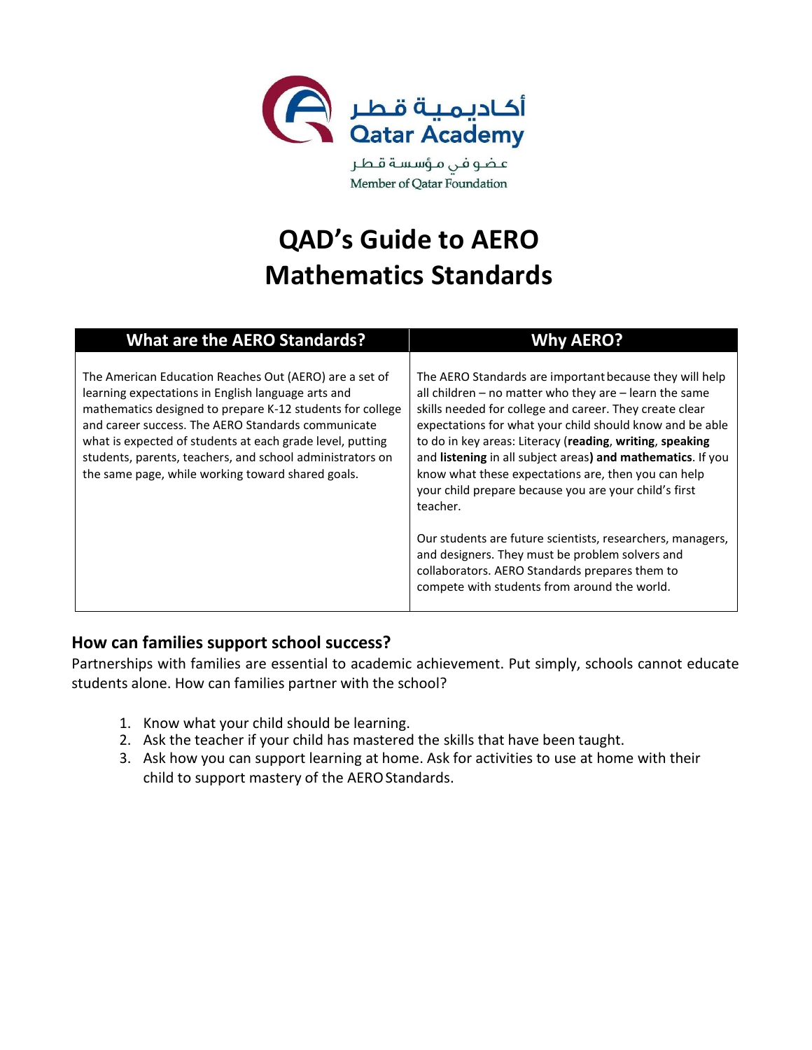أكاديمية قطر
Qatar Academy
عضو في مؤسسة قطر
Member of Qatar Foundation

# QAD's Guide to AERO Mathematics Standards

| What are the AERO Standards? | Why AERO? |
| --- | --- |
| The American Education Reaches Out (AERO) are a set of learning expectations in English language arts and mathematics designed to prepare K-12 students for college and career success. The AERO Standards communicate what is expected of students at each grade level, putting students, parents, teachers, and school administrators on the same page, while working toward shared goals. | The AERO Standards are important because they will help all children – no matter who they are – learn the same skills needed for college and career. They create clear expectations for what your child should know and be able to do in key areas: Literacy (**reading**, **writing**, **speaking** and **listening** in all subject areas**) and mathematics**. If you know what these expectations are, then you can help your child prepare because you are your child's first teacher.<br><br>Our students are future scientists, researchers, managers, and designers. They must be problem solvers and collaborators. AERO Standards prepares them to compete with students from around the world. |

### How can families support school success?

Partnerships with families are essential to academic achievement. Put simply, schools cannot educate students alone. How can families partner with the school?

1. Know what your child should be learning.
2. Ask the teacher if your child has mastered the skills that have been taught.
3. Ask how you can support learning at home. Ask for activities to use at home with their child to support mastery of the AERO Standards.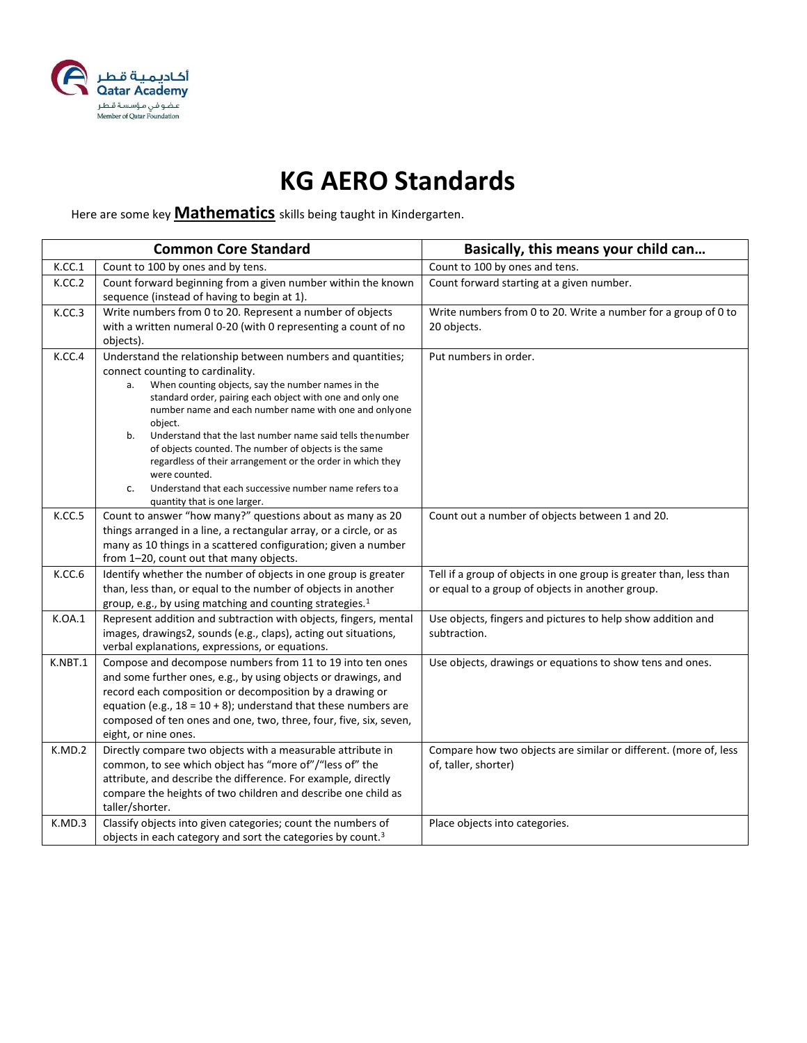أكاديمية قطر
Qatar Academy
عضو في مؤسسة قطر
Member of Qatar Foundation

# KG AERO Standards

Here are some key **Mathematics** skills being taught in Kindergarten.

| Common Core Standard | | Basically, this means your child can… |
|---|---|---|
| K.CC.1 | Count to 100 by ones and by tens. | Count to 100 by ones and tens. |
| K.CC.2 | Count forward beginning from a given number within the known sequence (instead of having to begin at 1). | Count forward starting at a given number. |
| K.CC.3 | Write numbers from 0 to 20. Represent a number of objects with a written numeral 0-20 (with 0 representing a count of no objects). | Write numbers from 0 to 20. Write a number for a group of 0 to 20 objects. |
| K.CC.4 | Understand the relationship between numbers and quantities; connect counting to cardinality. <br> a. When counting objects, say the number names in the standard order, pairing each object with one and only one number name and each number name with one and only one object. <br> b. Understand that the last number name said tells the number of objects counted. The number of objects is the same regardless of their arrangement or the order in which they were counted. <br> c. Understand that each successive number name refers to a quantity that is one larger. | Put numbers in order. |
| K.CC.5 | Count to answer "how many?" questions about as many as 20 things arranged in a line, a rectangular array, or a circle, or as many as 10 things in a scattered configuration; given a number from 1–20, count out that many objects. | Count out a number of objects between 1 and 20. |
| K.CC.6 | Identify whether the number of objects in one group is greater than, less than, or equal to the number of objects in another group, e.g., by using matching and counting strategies.[1] | Tell if a group of objects in one group is greater than, less than or equal to a group of objects in another group. |
| K.OA.1 | Represent addition and subtraction with objects, fingers, mental images, drawings2, sounds (e.g., claps), acting out situations, verbal explanations, expressions, or equations. | Use objects, fingers and pictures to help show addition and subtraction. |
| K.NBT.1 | Compose and decompose numbers from 11 to 19 into ten ones and some further ones, e.g., by using objects or drawings, and record each composition or decomposition by a drawing or equation (e.g., 18 = 10 + 8); understand that these numbers are composed of ten ones and one, two, three, four, five, six, seven, eight, or nine ones. | Use objects, drawings or equations to show tens and ones. |
| K.MD.2 | Directly compare two objects with a measurable attribute in common, to see which object has "more of"/"less of" the attribute, and describe the difference. For example, directly compare the heights of two children and describe one child as taller/shorter. | Compare how two objects are similar or different. (more of, less of, taller, shorter) |
| K.MD.3 | Classify objects into given categories; count the numbers of objects in each category and sort the categories by count.[3] | Place objects into categories. |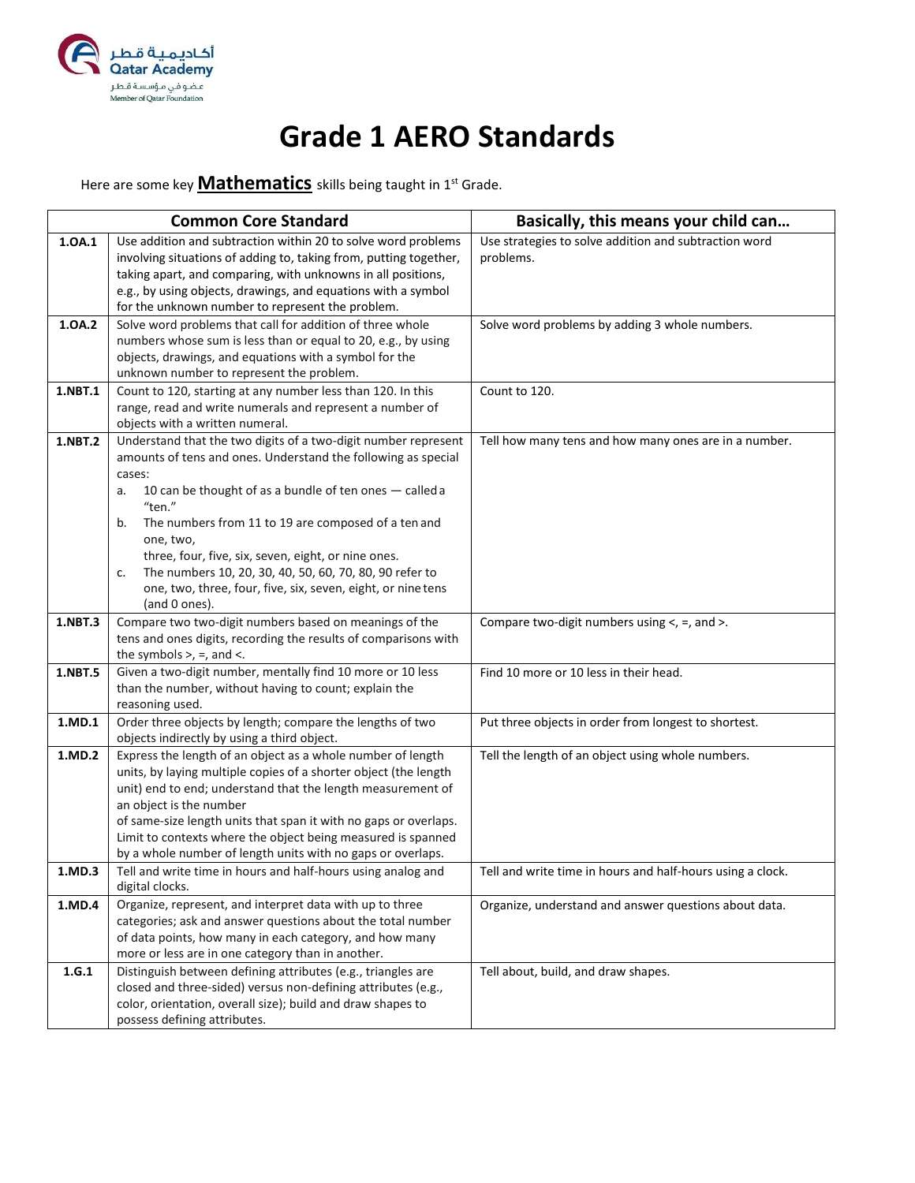أكاديمية قطر
Qatar Academy
عضو في مؤسسة قطر
Member of Qatar Foundation

# Grade 1 AERO Standards

Here are some key **Mathematics** skills being taught in 1st Grade.

| Common Core Standard | | Basically, this means your child can… |
|---|---|---|
| **1.OA.1** | Use addition and subtraction within 20 to solve word problems involving situations of adding to, taking from, putting together, taking apart, and comparing, with unknowns in all positions, e.g., by using objects, drawings, and equations with a symbol for the unknown number to represent the problem. | Use strategies to solve addition and subtraction word problems. |
| **1.OA.2** | Solve word problems that call for addition of three whole numbers whose sum is less than or equal to 20, e.g., by using objects, drawings, and equations with a symbol for the unknown number to represent the problem. | Solve word problems by adding 3 whole numbers. |
| **1.NBT.1** | Count to 120, starting at any number less than 120. In this range, read and write numerals and represent a number of objects with a written numeral. | Count to 120. |
| **1.NBT.2** | Understand that the two digits of a two-digit number represent amounts of tens and ones. Understand the following as special cases:<br>a. 10 can be thought of as a bundle of ten ones — called a "ten."<br>b. The numbers from 11 to 19 are composed of a ten and one, two, three, four, five, six, seven, eight, or nine ones.<br>c. The numbers 10, 20, 30, 40, 50, 60, 70, 80, 90 refer to one, two, three, four, five, six, seven, eight, or nine tens (and 0 ones). | Tell how many tens and how many ones are in a number. |
| **1.NBT.3** | Compare two two-digit numbers based on meanings of the tens and ones digits, recording the results of comparisons with the symbols >, =, and <. | Compare two-digit numbers using <, =, and >. |
| **1.NBT.5** | Given a two-digit number, mentally find 10 more or 10 less than the number, without having to count; explain the reasoning used. | Find 10 more or 10 less in their head. |
| **1.MD.1** | Order three objects by length; compare the lengths of two objects indirectly by using a third object. | Put three objects in order from longest to shortest. |
| **1.MD.2** | Express the length of an object as a whole number of length units, by laying multiple copies of a shorter object (the length unit) end to end; understand that the length measurement of an object is the number of same-size length units that span it with no gaps or overlaps. Limit to contexts where the object being measured is spanned by a whole number of length units with no gaps or overlaps. | Tell the length of an object using whole numbers. |
| **1.MD.3** | Tell and write time in hours and half-hours using analog and digital clocks. | Tell and write time in hours and half-hours using a clock. |
| **1.MD.4** | Organize, represent, and interpret data with up to three categories; ask and answer questions about the total number of data points, how many in each category, and how many more or less are in one category than in another. | Organize, understand and answer questions about data. |
| **1.G.1** | Distinguish between defining attributes (e.g., triangles are closed and three-sided) versus non-defining attributes (e.g., color, orientation, overall size); build and draw shapes to possess defining attributes. | Tell about, build, and draw shapes. |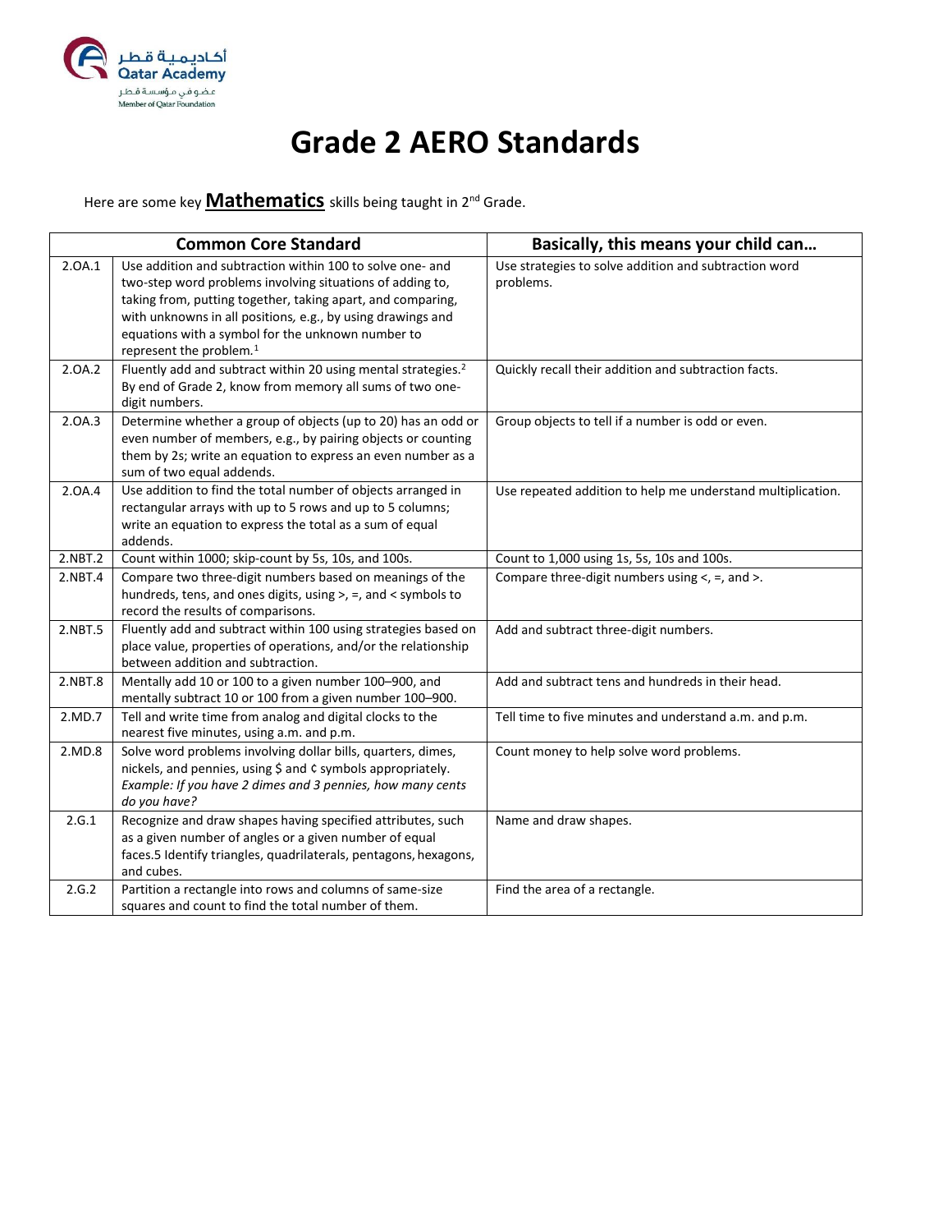أكاديمية قطر
Qatar Academy
عضو في مؤسسة قطر
Member of Qatar Foundation

# Grade 2 AERO Standards

Here are some key **Mathematics** skills being taught in 2nd Grade.

| Common Core Standard | | Basically, this means your child can… |
|---|---|---|
| 2.OA.1 | Use addition and subtraction within 100 to solve one- and two-step word problems involving situations of adding to, taking from, putting together, taking apart, and comparing, with unknowns in all positions, e.g., by using drawings and equations with a symbol for the unknown number to represent the problem.[1] | Use strategies to solve addition and subtraction word problems. |
| 2.OA.2 | Fluently add and subtract within 20 using mental strategies.[2] By end of Grade 2, know from memory all sums of two one-digit numbers. | Quickly recall their addition and subtraction facts. |
| 2.OA.3 | Determine whether a group of objects (up to 20) has an odd or even number of members, e.g., by pairing objects or counting them by 2s; write an equation to express an even number as a sum of two equal addends. | Group objects to tell if a number is odd or even. |
| 2.OA.4 | Use addition to find the total number of objects arranged in rectangular arrays with up to 5 rows and up to 5 columns; write an equation to express the total as a sum of equal addends. | Use repeated addition to help me understand multiplication. |
| 2.NBT.2 | Count within 1000; skip-count by 5s, 10s, and 100s. | Count to 1,000 using 1s, 5s, 10s and 100s. |
| 2.NBT.4 | Compare two three-digit numbers based on meanings of the hundreds, tens, and ones digits, using >, =, and < symbols to record the results of comparisons. | Compare three-digit numbers using <, =, and >. |
| 2.NBT.5 | Fluently add and subtract within 100 using strategies based on place value, properties of operations, and/or the relationship between addition and subtraction. | Add and subtract three-digit numbers. |
| 2.NBT.8 | Mentally add 10 or 100 to a given number 100–900, and mentally subtract 10 or 100 from a given number 100–900. | Add and subtract tens and hundreds in their head. |
| 2.MD.7 | Tell and write time from analog and digital clocks to the nearest five minutes, using a.m. and p.m. | Tell time to five minutes and understand a.m. and p.m. |
| 2.MD.8 | Solve word problems involving dollar bills, quarters, dimes, nickels, and pennies, using $ and ¢ symbols appropriately. *Example: If you have 2 dimes and 3 pennies, how many cents do you have?* | Count money to help solve word problems. |
| 2.G.1 | Recognize and draw shapes having specified attributes, such as a given number of angles or a given number of equal faces.5 Identify triangles, quadrilaterals, pentagons, hexagons, and cubes. | Name and draw shapes. |
| 2.G.2 | Partition a rectangle into rows and columns of same-size squares and count to find the total number of them. | Find the area of a rectangle. |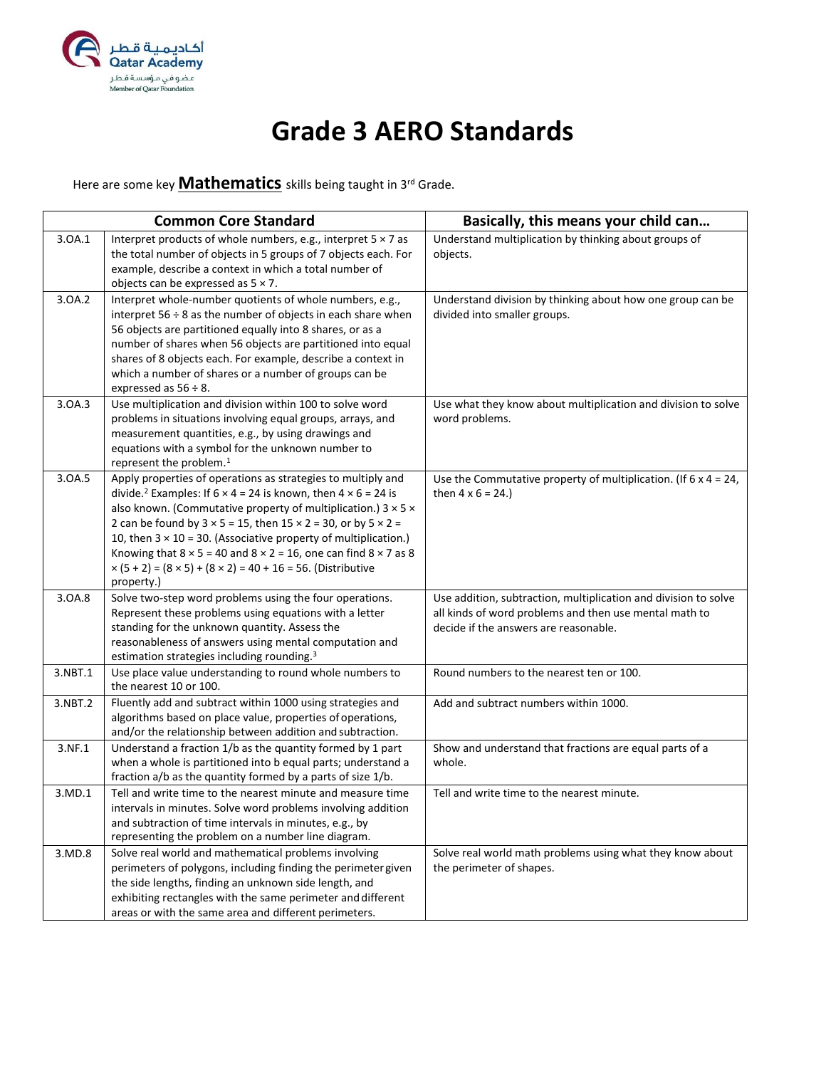# Grade 3 AERO Standards

Here are some key **Mathematics** skills being taught in 3rd Grade.

| Common Core Standard | | Basically, this means your child can… |
|---|---|---|
| 3.OA.1 | Interpret products of whole numbers, e.g., interpret 5 × 7 as the total number of objects in 5 groups of 7 objects each. For example, describe a context in which a total number of objects can be expressed as 5 × 7. | Understand multiplication by thinking about groups of objects. |
| 3.OA.2 | Interpret whole-number quotients of whole numbers, e.g., interpret 56 ÷ 8 as the number of objects in each share when 56 objects are partitioned equally into 8 shares, or as a number of shares when 56 objects are partitioned into equal shares of 8 objects each. For example, describe a context in which a number of shares or a number of groups can be expressed as 56 ÷ 8. | Understand division by thinking about how one group can be divided into smaller groups. |
| 3.OA.3 | Use multiplication and division within 100 to solve word problems in situations involving equal groups, arrays, and measurement quantities, e.g., by using drawings and equations with a symbol for the unknown number to represent the problem.[1] | Use what they know about multiplication and division to solve word problems. |
| 3.OA.5 | Apply properties of operations as strategies to multiply and divide.[2] Examples: If 6 × 4 = 24 is known, then 4 × 6 = 24 is also known. (Commutative property of multiplication.) 3 × 5 × 2 can be found by 3 × 5 = 15, then 15 × 2 = 30, or by 5 × 2 = 10, then 3 × 10 = 30. (Associative property of multiplication.) Knowing that 8 × 5 = 40 and 8 × 2 = 16, one can find 8 × 7 as 8 × (5 + 2) = (8 × 5) + (8 × 2) = 40 + 16 = 56. (Distributive property.) | Use the Commutative property of multiplication. (If 6 x 4 = 24, then 4 x 6 = 24.) |
| 3.OA.8 | Solve two-step word problems using the four operations. Represent these problems using equations with a letter standing for the unknown quantity. Assess the reasonableness of answers using mental computation and estimation strategies including rounding.[3] | Use addition, subtraction, multiplication and division to solve all kinds of word problems and then use mental math to decide if the answers are reasonable. |
| 3.NBT.1 | Use place value understanding to round whole numbers to the nearest 10 or 100. | Round numbers to the nearest ten or 100. |
| 3.NBT.2 | Fluently add and subtract within 1000 using strategies and algorithms based on place value, properties of operations, and/or the relationship between addition and subtraction. | Add and subtract numbers within 1000. |
| 3.NF.1 | Understand a fraction 1/b as the quantity formed by 1 part when a whole is partitioned into b equal parts; understand a fraction a/b as the quantity formed by a parts of size 1/b. | Show and understand that fractions are equal parts of a whole. |
| 3.MD.1 | Tell and write time to the nearest minute and measure time intervals in minutes. Solve word problems involving addition and subtraction of time intervals in minutes, e.g., by representing the problem on a number line diagram. | Tell and write time to the nearest minute. |
| 3.MD.8 | Solve real world and mathematical problems involving perimeters of polygons, including finding the perimeter given the side lengths, finding an unknown side length, and exhibiting rectangles with the same perimeter and different areas or with the same area and different perimeters. | Solve real world math problems using what they know about the perimeter of shapes. |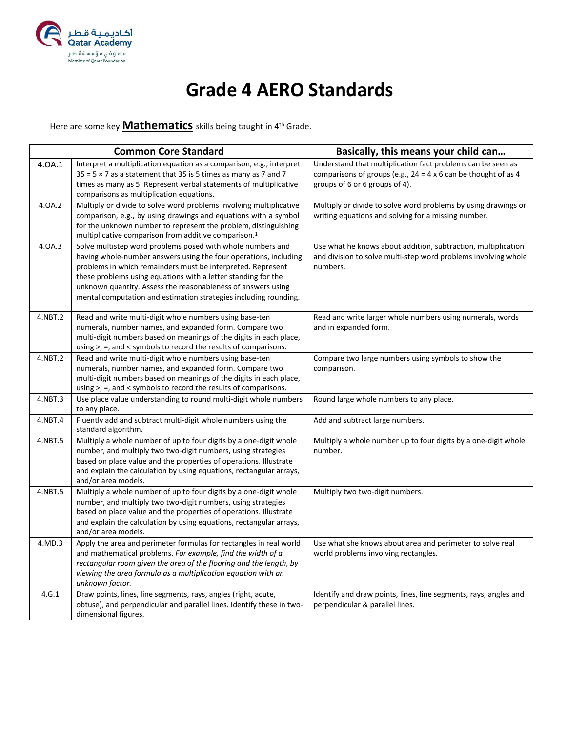أكاديمية قطر
Qatar Academy
عضو في مؤسسة قطر
Member of Qatar Foundation

# Grade 4 AERO Standards

Here are some key **Mathematics** skills being taught in 4th Grade.

| Common Core Standard | | Basically, this means your child can… |
|---|---|---|
| 4.OA.1 | Interpret a multiplication equation as a comparison, e.g., interpret 35 = 5 × 7 as a statement that 35 is 5 times as many as 7 and 7 times as many as 5. Represent verbal statements of multiplicative comparisons as multiplication equations. | Understand that multiplication fact problems can be seen as comparisons of groups (e.g., 24 = 4 x 6 can be thought of as 4 groups of 6 or 6 groups of 4). |
| 4.OA.2 | Multiply or divide to solve word problems involving multiplicative comparison, e.g., by using drawings and equations with a symbol for the unknown number to represent the problem, distinguishing multiplicative comparison from additive comparison.[1] | Multiply or divide to solve word problems by using drawings or writing equations and solving for a missing number. |
| 4.OA.3 | Solve multistep word problems posed with whole numbers and having whole-number answers using the four operations, including problems in which remainders must be interpreted. Represent these problems using equations with a letter standing for the unknown quantity. Assess the reasonableness of answers using mental computation and estimation strategies including rounding. | Use what he knows about addition, subtraction, multiplication and division to solve multi-step word problems involving whole numbers. |
| 4.NBT.2 | Read and write multi-digit whole numbers using base-ten numerals, number names, and expanded form. Compare two multi-digit numbers based on meanings of the digits in each place, using >, =, and < symbols to record the results of comparisons. | Read and write larger whole numbers using numerals, words and in expanded form. |
| 4.NBT.2 | Read and write multi-digit whole numbers using base-ten numerals, number names, and expanded form. Compare two multi-digit numbers based on meanings of the digits in each place, using >, =, and < symbols to record the results of comparisons. | Compare two large numbers using symbols to show the comparison. |
| 4.NBT.3 | Use place value understanding to round multi-digit whole numbers to any place. | Round large whole numbers to any place. |
| 4.NBT.4 | Fluently add and subtract multi-digit whole numbers using the standard algorithm. | Add and subtract large numbers. |
| 4.NBT.5 | Multiply a whole number of up to four digits by a one-digit whole number, and multiply two two-digit numbers, using strategies based on place value and the properties of operations. Illustrate and explain the calculation by using equations, rectangular arrays, and/or area models. | Multiply a whole number up to four digits by a one-digit whole number. |
| 4.NBT.5 | Multiply a whole number of up to four digits by a one-digit whole number, and multiply two two-digit numbers, using strategies based on place value and the properties of operations. Illustrate and explain the calculation by using equations, rectangular arrays, and/or area models. | Multiply two two-digit numbers. |
| 4.MD.3 | Apply the area and perimeter formulas for rectangles in real world and mathematical problems. *For example, find the width of a rectangular room given the area of the flooring and the length, by viewing the area formula as a multiplication equation with an unknown factor.* | Use what she knows about area and perimeter to solve real world problems involving rectangles. |
| 4.G.1 | Draw points, lines, line segments, rays, angles (right, acute, obtuse), and perpendicular and parallel lines. Identify these in two-dimensional figures. | Identify and draw points, lines, line segments, rays, angles and perpendicular & parallel lines. |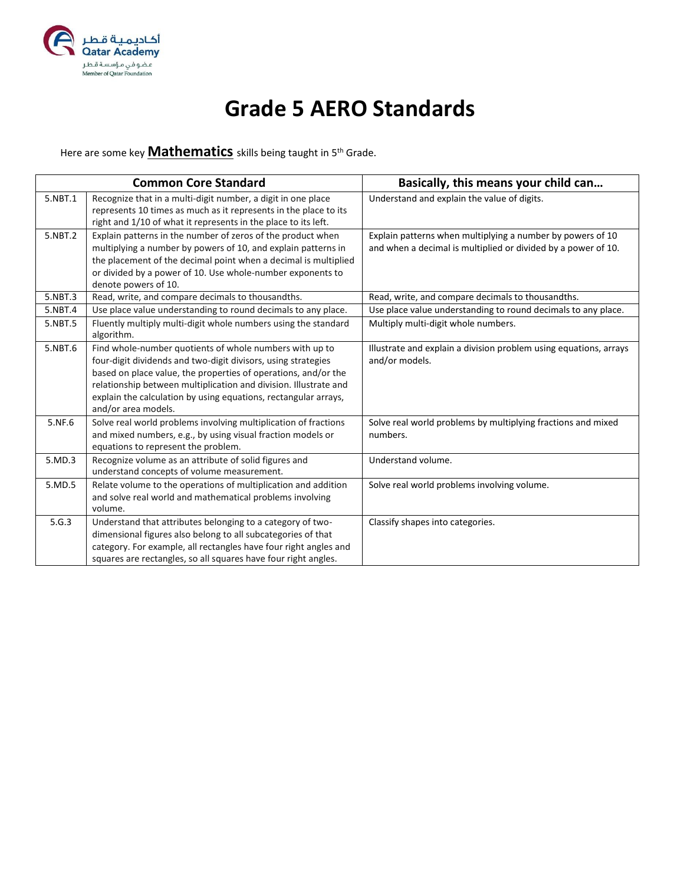أكاديمية قطر
Qatar Academy
عضو في مؤسسة قطر
Member of Qatar Foundation

# Grade 5 AERO Standards

Here are some key **Mathematics** skills being taught in 5th Grade.

| Common Core Standard | | Basically, this means your child can… |
|---|---|---|
| 5.NBT.1 | Recognize that in a multi-digit number, a digit in one place represents 10 times as much as it represents in the place to its right and 1/10 of what it represents in the place to its left. | Understand and explain the value of digits. |
| 5.NBT.2 | Explain patterns in the number of zeros of the product when multiplying a number by powers of 10, and explain patterns in the placement of the decimal point when a decimal is multiplied or divided by a power of 10. Use whole-number exponents to denote powers of 10. | Explain patterns when multiplying a number by powers of 10 and when a decimal is multiplied or divided by a power of 10. |
| 5.NBT.3 | Read, write, and compare decimals to thousandths. | Read, write, and compare decimals to thousandths. |
| 5.NBT.4 | Use place value understanding to round decimals to any place. | Use place value understanding to round decimals to any place. |
| 5.NBT.5 | Fluently multiply multi-digit whole numbers using the standard algorithm. | Multiply multi-digit whole numbers. |
| 5.NBT.6 | Find whole-number quotients of whole numbers with up to four-digit dividends and two-digit divisors, using strategies based on place value, the properties of operations, and/or the relationship between multiplication and division. Illustrate and explain the calculation by using equations, rectangular arrays, and/or area models. | Illustrate and explain a division problem using equations, arrays and/or models. |
| 5.NF.6 | Solve real world problems involving multiplication of fractions and mixed numbers, e.g., by using visual fraction models or equations to represent the problem. | Solve real world problems by multiplying fractions and mixed numbers. |
| 5.MD.3 | Recognize volume as an attribute of solid figures and understand concepts of volume measurement. | Understand volume. |
| 5.MD.5 | Relate volume to the operations of multiplication and addition and solve real world and mathematical problems involving volume. | Solve real world problems involving volume. |
| 5.G.3 | Understand that attributes belonging to a category of two-dimensional figures also belong to all subcategories of that category. For example, all rectangles have four right angles and squares are rectangles, so all squares have four right angles. | Classify shapes into categories. |